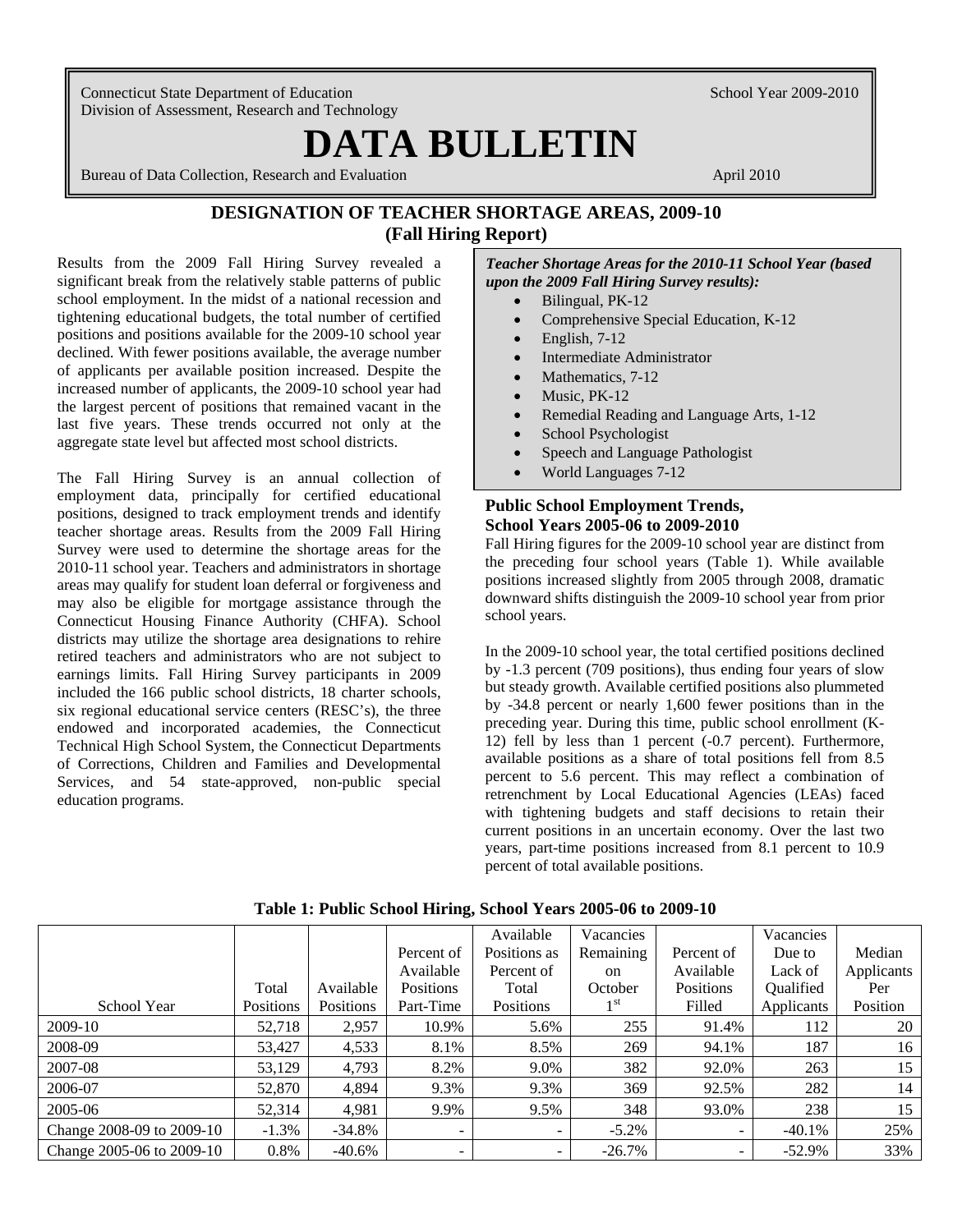Connecticut State Department of Education
Division of Assessment, Research and Technology

School Year 2009-2010

# DATA BULLETIN

Bureau of Data Collection, Research and Evaluation

April 2010

## DESIGNATION OF TEACHER SHORTAGE AREAS, 2009-10 (Fall Hiring Report)

Results from the 2009 Fall Hiring Survey revealed a significant break from the relatively stable patterns of public school employment. In the midst of a national recession and tightening educational budgets, the total number of certified positions and positions available for the 2009-10 school year declined. With fewer positions available, the average number of applicants per available position increased. Despite the increased number of applicants, the 2009-10 school year had the largest percent of positions that remained vacant in the last five years. These trends occurred not only at the aggregate state level but affected most school districts.

The Fall Hiring Survey is an annual collection of employment data, principally for certified educational positions, designed to track employment trends and identify teacher shortage areas. Results from the 2009 Fall Hiring Survey were used to determine the shortage areas for the 2010-11 school year. Teachers and administrators in shortage areas may qualify for student loan deferral or forgiveness and may also be eligible for mortgage assistance through the Connecticut Housing Finance Authority (CHFA). School districts may utilize the shortage area designations to rehire retired teachers and administrators who are not subject to earnings limits. Fall Hiring Survey participants in 2009 included the 166 public school districts, 18 charter schools, six regional educational service centers (RESC's), the three endowed and incorporated academies, the Connecticut Technical High School System, the Connecticut Departments of Corrections, Children and Families and Developmental Services, and 54 state-approved, non-public special education programs.

***Teacher Shortage Areas for the 2010-11 School Year (based upon the 2009 Fall Hiring Survey results):***

- Bilingual, PK-12
- Comprehensive Special Education, K-12
- English, 7-12
- Intermediate Administrator
- Mathematics, 7-12
- Music, PK-12
- Remedial Reading and Language Arts, 1-12
- School Psychologist
- Speech and Language Pathologist
- World Languages 7-12

### Public School Employment Trends, School Years 2005-06 to 2009-2010

Fall Hiring figures for the 2009-10 school year are distinct from the preceding four school years (Table 1). While available positions increased slightly from 2005 through 2008, dramatic downward shifts distinguish the 2009-10 school year from prior school years.

In the 2009-10 school year, the total certified positions declined by -1.3 percent (709 positions), thus ending four years of slow but steady growth. Available certified positions also plummeted by -34.8 percent or nearly 1,600 fewer positions than in the preceding year. During this time, public school enrollment (K-12) fell by less than 1 percent (-0.7 percent). Furthermore, available positions as a share of total positions fell from 8.5 percent to 5.6 percent. This may reflect a combination of retrenchment by Local Educational Agencies (LEAs) faced with tightening budgets and staff decisions to retain their current positions in an uncertain economy. Over the last two years, part-time positions increased from 8.1 percent to 10.9 percent of total available positions.

**Table 1: Public School Hiring, School Years 2005-06 to 2009-10**

| School Year | Total Positions | Available Positions | Percent of Available Positions Part-Time | Available Positions as Percent of Total Positions | Vacancies Remaining on October 1st | Percent of Available Positions Filled | Vacancies Due to Lack of Qualified Applicants | Median Applicants Per Position |
|---|---|---|---|---|---|---|---|---|
| 2009-10 | 52,718 | 2,957 | 10.9% | 5.6% | 255 | 91.4% | 112 | 20 |
| 2008-09 | 53,427 | 4,533 | 8.1% | 8.5% | 269 | 94.1% | 187 | 16 |
| 2007-08 | 53,129 | 4,793 | 8.2% | 9.0% | 382 | 92.0% | 263 | 15 |
| 2006-07 | 52,870 | 4,894 | 9.3% | 9.3% | 369 | 92.5% | 282 | 14 |
| 2005-06 | 52,314 | 4,981 | 9.9% | 9.5% | 348 | 93.0% | 238 | 15 |
| Change 2008-09 to 2009-10 | -1.3% | -34.8% | - | - | -5.2% | - | -40.1% | 25% |
| Change 2005-06 to 2009-10 | 0.8% | -40.6% | - | - | -26.7% | - | -52.9% | 33% |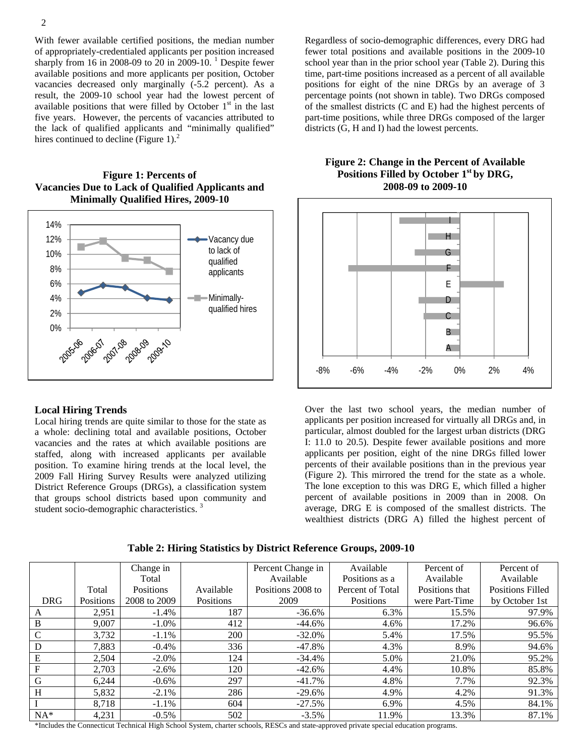With fewer available certified positions, the median number of appropriately-credentialed applicants per position increased sharply from 16 in 2008-09 to 20 in 2009-10. [1] Despite fewer available positions and more applicants per position, October vacancies decreased only marginally (-5.2 percent). As a result, the 2009-10 school year had the lowest percent of available positions that were filled by October 1st in the last five years. However, the percents of vacancies attributed to the lack of qualified applicants and "minimally qualified" hires continued to decline (Figure 1). [2]

**Figure 1: Percents of Vacancies Due to Lack of Qualified Applicants and Minimally Qualified Hires, 2009-10**

Regardless of socio-demographic differences, every DRG had fewer total positions and available positions in the 2009-10 school year than in the prior school year (Table 2). During this time, part-time positions increased as a percent of all available positions for eight of the nine DRGs by an average of 3 percentage points (not shown in table). Two DRGs composed of the smallest districts (C and E) had the highest percents of part-time positions, while three DRGs composed of the larger districts (G, H and I) had the lowest percents.

**Figure 2: Change in the Percent of Available Positions Filled by October 1st by DRG, 2008-09 to 2009-10**

## Local Hiring Trends

Local hiring trends are quite similar to those for the state as a whole: declining total and available positions, October vacancies and the rates at which available positions are staffed, along with increased applicants per available position. To examine hiring trends at the local level, the 2009 Fall Hiring Survey Results were analyzed utilizing District Reference Groups (DRGs), a classification system that groups school districts based upon community and student socio-demographic characteristics. [3]

Over the last two school years, the median number of applicants per position increased for virtually all DRGs and, in particular, almost doubled for the largest urban districts (DRG I: 11.0 to 20.5). Despite fewer available positions and more applicants per position, eight of the nine DRGs filled lower percents of their available positions than in the previous year (Figure 2). This mirrored the trend for the state as a whole. The lone exception to this was DRG E, which filled a higher percent of available positions in 2009 than in 2008. On average, DRG E is composed of the smallest districts. The wealthiest districts (DRG A) filled the highest percent of

**Table 2: Hiring Statistics by District Reference Groups, 2009-10**

| DRG | Total Positions | Change in Total Positions 2008 to 2009 | Available Positions | Percent Change in Available Positions 2008 to 2009 | Available Positions as a Percent of Total Positions | Percent of Available Positions that were Part-Time | Percent of Available Positions Filled by October 1st |
|---|---|---|---|---|---|---|---|
| A | 2,951 | -1.4% | 187 | -36.6% | 6.3% | 15.5% | 97.9% |
| B | 9,007 | -1.0% | 412 | -44.6% | 4.6% | 17.2% | 96.6% |
| C | 3,732 | -1.1% | 200 | -32.0% | 5.4% | 17.5% | 95.5% |
| D | 7,883 | -0.4% | 336 | -47.8% | 4.3% | 8.9% | 94.6% |
| E | 2,504 | -2.0% | 124 | -34.4% | 5.0% | 21.0% | 95.2% |
| F | 2,703 | -2.6% | 120 | -42.6% | 4.4% | 10.8% | 85.8% |
| G | 6,244 | -0.6% | 297 | -41.7% | 4.8% | 7.7% | 92.3% |
| H | 5,832 | -2.1% | 286 | -29.6% | 4.9% | 4.2% | 91.3% |
| I | 8,718 | -1.1% | 604 | -27.5% | 6.9% | 4.5% | 84.1% |
| NA* | 4,231 | -0.5% | 502 | -3.5% | 11.9% | 13.3% | 87.1% |

*Includes the Connecticut Technical High School System, charter schools, RESCs and state-approved private special education programs.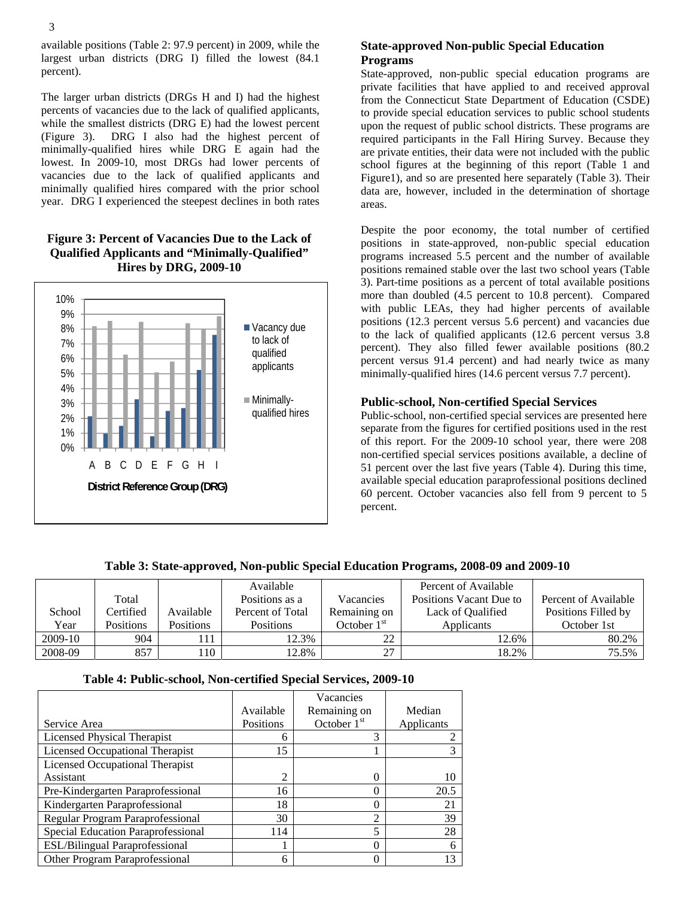available positions (Table 2: 97.9 percent) in 2009, while the largest urban districts (DRG I) filled the lowest (84.1 percent).

The larger urban districts (DRGs H and I) had the highest percents of vacancies due to the lack of qualified applicants, while the smallest districts (DRG E) had the lowest percent (Figure 3). DRG I also had the highest percent of minimally-qualified hires while DRG E again had the lowest. In 2009-10, most DRGs had lower percents of vacancies due to the lack of qualified applicants and minimally qualified hires compared with the prior school year. DRG I experienced the steepest declines in both rates

**Figure 3: Percent of Vacancies Due to the Lack of Qualified Applicants and "Minimally-Qualified" Hires by DRG, 2009-10**

### State-approved Non-public Special Education Programs

State-approved, non-public special education programs are private facilities that have applied to and received approval from the Connecticut State Department of Education (CSDE) to provide special education services to public school students upon the request of public school districts. These programs are required participants in the Fall Hiring Survey. Because they are private entities, their data were not included with the public school figures at the beginning of this report (Table 1 and Figure1), and so are presented here separately (Table 3). Their data are, however, included in the determination of shortage areas.

Despite the poor economy, the total number of certified positions in state-approved, non-public special education programs increased 5.5 percent and the number of available positions remained stable over the last two school years (Table 3). Part-time positions as a percent of total available positions more than doubled (4.5 percent to 10.8 percent). Compared with public LEAs, they had higher percents of available positions (12.3 percent versus 5.6 percent) and vacancies due to the lack of qualified applicants (12.6 percent versus 3.8 percent). They also filled fewer available positions (80.2 percent versus 91.4 percent) and had nearly twice as many minimally-qualified hires (14.6 percent versus 7.7 percent).

### Public-school, Non-certified Special Services

Public-school, non-certified special services are presented here separate from the figures for certified positions used in the rest of this report. For the 2009-10 school year, there were 208 non-certified special services positions available, a decline of 51 percent over the last five years (Table 4). During this time, available special education paraprofessional positions declined 60 percent. October vacancies also fell from 9 percent to 5 percent.

**Table 3: State-approved, Non-public Special Education Programs, 2008-09 and 2009-10**

| School Year | Total Certified Positions | Available Positions | Available Positions as a Percent of Total Positions | Vacancies Remaining on October 1st | Percent of Available Positions Vacant Due to Lack of Qualified Applicants | Percent of Available Positions Filled by October 1st |
|---|---|---|---|---|---|---|
| 2009-10 | 904 | 111 | 12.3% | 22 | 12.6% | 80.2% |
| 2008-09 | 857 | 110 | 12.8% | 27 | 18.2% | 75.5% |

**Table 4: Public-school, Non-certified Special Services, 2009-10**

| Service Area | Available Positions | Vacancies Remaining on October 1st | Median Applicants |
|---|---|---|---|
| Licensed Physical Therapist | 6 | 3 | 2 |
| Licensed Occupational Therapist | 15 | 1 | 3 |
| Licensed Occupational Therapist Assistant | 2 | 0 | 10 |
| Pre-Kindergarten Paraprofessional | 16 | 0 | 20.5 |
| Kindergarten Paraprofessional | 18 | 0 | 21 |
| Regular Program Paraprofessional | 30 | 2 | 39 |
| Special Education Paraprofessional | 114 | 5 | 28 |
| ESL/Bilingual Paraprofessional | 1 | 0 | 6 |
| Other Program Paraprofessional | 6 | 0 | 13 |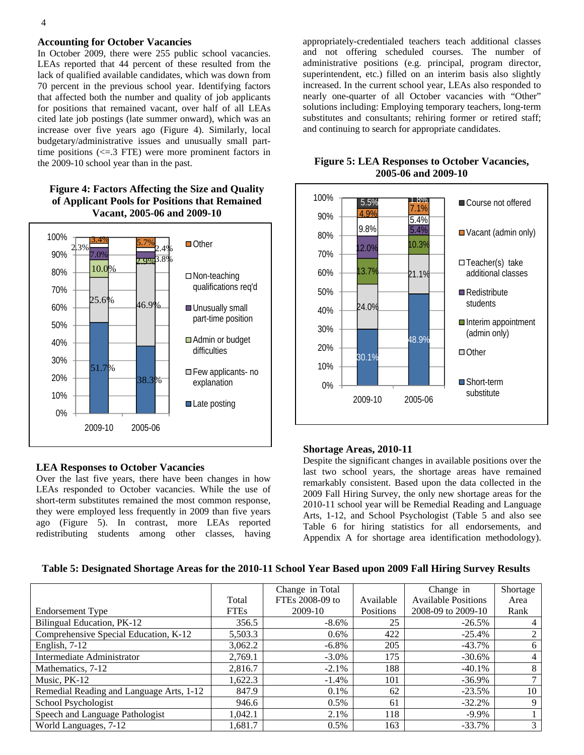### Accounting for October Vacancies

In October 2009, there were 255 public school vacancies. LEAs reported that 44 percent of these resulted from the lack of qualified available candidates, which was down from 70 percent in the previous school year. Identifying factors that affected both the number and quality of job applicants for positions that remained vacant, over half of all LEAs cited late job postings (late summer onward), which was an increase over five years ago (Figure 4). Similarly, local budgetary/administrative issues and unusually small part-time positions (<=.3 FTE) were more prominent factors in the 2009-10 school year than in the past.

**Figure 4: Factors Affecting the Size and Quality of Applicant Pools for Positions that Remained Vacant, 2005-06 and 2009-10**

| | 2009-10 | 2005-06 |
|---|---|---|
| Late posting | 51.7% | 38.3% |
| Few applicants- no explanation | 25.6% | 46.9% |
| Admin or budget difficulties | 10.0% | 2.9% |
| Unusually small part-time position | 7.0% | 3.8% |
| Non-teaching qualifications req'd | 2.3% | 2.4% |
| Other | 3.4% | 5.7% |

### LEA Responses to October Vacancies

Over the last five years, there have been changes in how LEAs responded to October vacancies. While the use of short-term substitutes remained the most common response, they were employed less frequently in 2009 than five years ago (Figure 5). In contrast, more LEAs reported redistributing students among other classes, having appropriately-credentialed teachers teach additional classes and not offering scheduled courses. The number of administrative positions (e.g. principal, program director, superintendent, etc.) filled on an interim basis also slightly increased. In the current school year, LEAs also responded to nearly one-quarter of all October vacancies with "Other" solutions including: Employing temporary teachers, long-term substitutes and consultants; rehiring former or retired staff; and continuing to search for appropriate candidates.

**Figure 5: LEA Responses to October Vacancies, 2005-06 and 2009-10**

| | 2009-10 | 2005-06 |
|---|---|---|
| Short-term substitute | 30.1% | 48.9% |
| Other | 24.0% | 21.1% |
| Interim appointment (admin only) | 13.7% | 10.3% |
| Redistribute students | 12.0% | 5.4% |
| Teacher(s) take additional classes | 9.8% | 5.4% |
| Vacant (admin only) | 4.9% | 7.1% |
| Course not offered | 5.5% | 1.8% |

### Shortage Areas, 2010-11

Despite the significant changes in available positions over the last two school years, the shortage areas have remained remarkably consistent. Based upon the data collected in the 2009 Fall Hiring Survey, the only new shortage areas for the 2010-11 school year will be Remedial Reading and Language Arts, 1-12, and School Psychologist (Table 5 and also see Table 6 for hiring statistics for all endorsements, and Appendix A for shortage area identification methodology).

**Table 5: Designated Shortage Areas for the 2010-11 School Year Based upon 2009 Fall Hiring Survey Results**

| Endorsement Type | Total FTEs | Change in Total FTEs 2008-09 to 2009-10 | Available Positions | Change in Available Positions 2008-09 to 2009-10 | Shortage Area Rank |
|---|---|---|---|---|---|
| Bilingual Education, PK-12 | 356.5 | -8.6% | 25 | -26.5% | 4 |
| Comprehensive Special Education, K-12 | 5,503.3 | 0.6% | 422 | -25.4% | 2 |
| English, 7-12 | 3,062.2 | -6.8% | 205 | -43.7% | 6 |
| Intermediate Administrator | 2,769.1 | -3.0% | 175 | -30.6% | 4 |
| Mathematics, 7-12 | 2,816.7 | -2.1% | 188 | -40.1% | 8 |
| Music, PK-12 | 1,622.3 | -1.4% | 101 | -36.9% | 7 |
| Remedial Reading and Language Arts, 1-12 | 847.9 | 0.1% | 62 | -23.5% | 10 |
| School Psychologist | 946.6 | 0.5% | 61 | -32.2% | 9 |
| Speech and Language Pathologist | 1,042.1 | 2.1% | 118 | -9.9% | 1 |
| World Languages, 7-12 | 1,681.7 | 0.5% | 163 | -33.7% | 3 |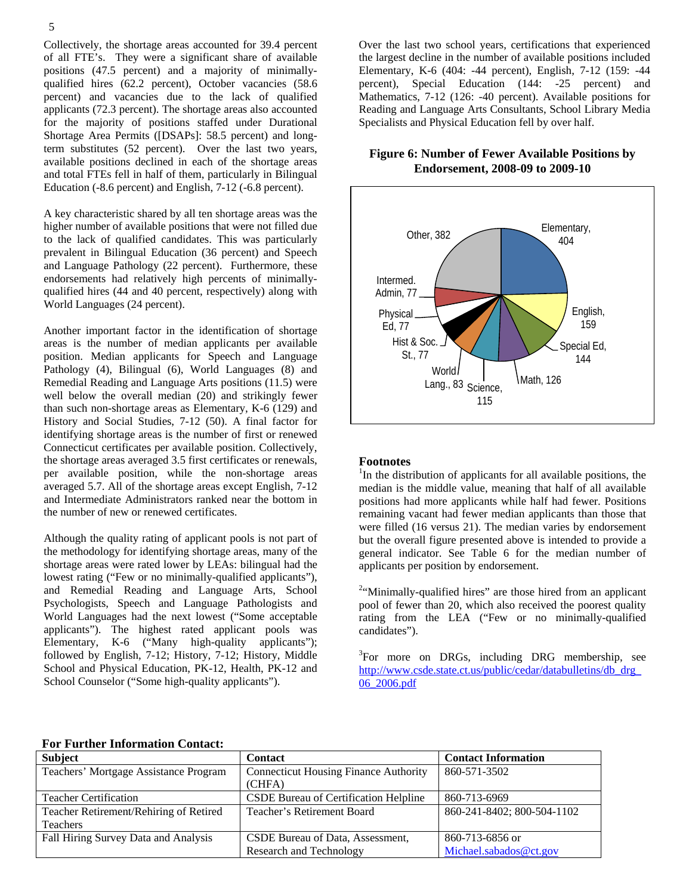Collectively, the shortage areas accounted for 39.4 percent of all FTE's. They were a significant share of available positions (47.5 percent) and a majority of minimally-qualified hires (62.2 percent), October vacancies (58.6 percent) and vacancies due to the lack of qualified applicants (72.3 percent). The shortage areas also accounted for the majority of positions staffed under Durational Shortage Area Permits ([DSAPs]: 58.5 percent) and long-term substitutes (52 percent). Over the last two years, available positions declined in each of the shortage areas and total FTEs fell in half of them, particularly in Bilingual Education (-8.6 percent) and English, 7-12 (-6.8 percent).

A key characteristic shared by all ten shortage areas was the higher number of available positions that were not filled due to the lack of qualified candidates. This was particularly prevalent in Bilingual Education (36 percent) and Speech and Language Pathology (22 percent). Furthermore, these endorsements had relatively high percents of minimally-qualified hires (44 and 40 percent, respectively) along with World Languages (24 percent).

Another important factor in the identification of shortage areas is the number of median applicants per available position. Median applicants for Speech and Language Pathology (4), Bilingual (6), World Languages (8) and Remedial Reading and Language Arts positions (11.5) were well below the overall median (20) and strikingly fewer than such non-shortage areas as Elementary, K-6 (129) and History and Social Studies, 7-12 (50). A final factor for identifying shortage areas is the number of first or renewed Connecticut certificates per available position. Collectively, the shortage areas averaged 3.5 first certificates or renewals, per available position, while the non-shortage areas averaged 5.7. All of the shortage areas except English, 7-12 and Intermediate Administrators ranked near the bottom in the number of new or renewed certificates.

Although the quality rating of applicant pools is not part of the methodology for identifying shortage areas, many of the shortage areas were rated lower by LEAs: bilingual had the lowest rating ("Few or no minimally-qualified applicants"), and Remedial Reading and Language Arts, School Psychologists, Speech and Language Pathologists and World Languages had the next lowest ("Some acceptable applicants"). The highest rated applicant pools was Elementary, K-6 ("Many high-quality applicants"); followed by English, 7-12; History, 7-12; History, Middle School and Physical Education, PK-12, Health, PK-12 and School Counselor ("Some high-quality applicants").

Over the last two school years, certifications that experienced the largest decline in the number of available positions included Elementary, K-6 (404: -44 percent), English, 7-12 (159: -44 percent), Special Education (144: -25 percent) and Mathematics, 7-12 (126: -40 percent). Available positions for Reading and Language Arts Consultants, School Library Media Specialists and Physical Education fell by over half.

**Figure 6: Number of Fewer Available Positions by Endorsement, 2008-09 to 2009-10**

| Endorsement | Number |
|---|---|
| Elementary | 404 |
| English | 159 |
| Special Ed | 144 |
| Math | 126 |
| Science | 115 |
| World Lang. | 83 |
| Hist & Soc. St. | 77 |
| Physical Ed | 77 |
| Intermed. Admin | 77 |
| Other | 382 |

### Footnotes

[1]In the distribution of applicants for all available positions, the median is the middle value, meaning that half of all available positions had more applicants while half had fewer. Positions remaining vacant had fewer median applicants than those that were filled (16 versus 21). The median varies by endorsement but the overall figure presented above is intended to provide a general indicator. See Table 6 for the median number of applicants per position by endorsement.

[2]"Minimally-qualified hires" are those hired from an applicant pool of fewer than 20, which also received the poorest quality rating from the LEA ("Few or no minimally-qualified candidates").

[3]For more on DRGs, including DRG membership, see [http://www.csde.state.ct.us/public/cedar/databulletins/db_drg_06_2006.pdf](http://www.csde.state.ct.us/public/cedar/databulletins/db_drg_06_2006.pdf)

**For Further Information Contact:**

| Subject | Contact | Contact Information |
|---|---|---|
| Teachers' Mortgage Assistance Program | Connecticut Housing Finance Authority (CHFA) | 860-571-3502 |
| Teacher Certification | CSDE Bureau of Certification Helpline | 860-713-6969 |
| Teacher Retirement/Rehiring of Retired Teachers | Teacher's Retirement Board | 860-241-8402; 800-504-1102 |
| Fall Hiring Survey Data and Analysis | CSDE Bureau of Data, Assessment, Research and Technology | 860-713-6856 or Michael.sabados@ct.gov |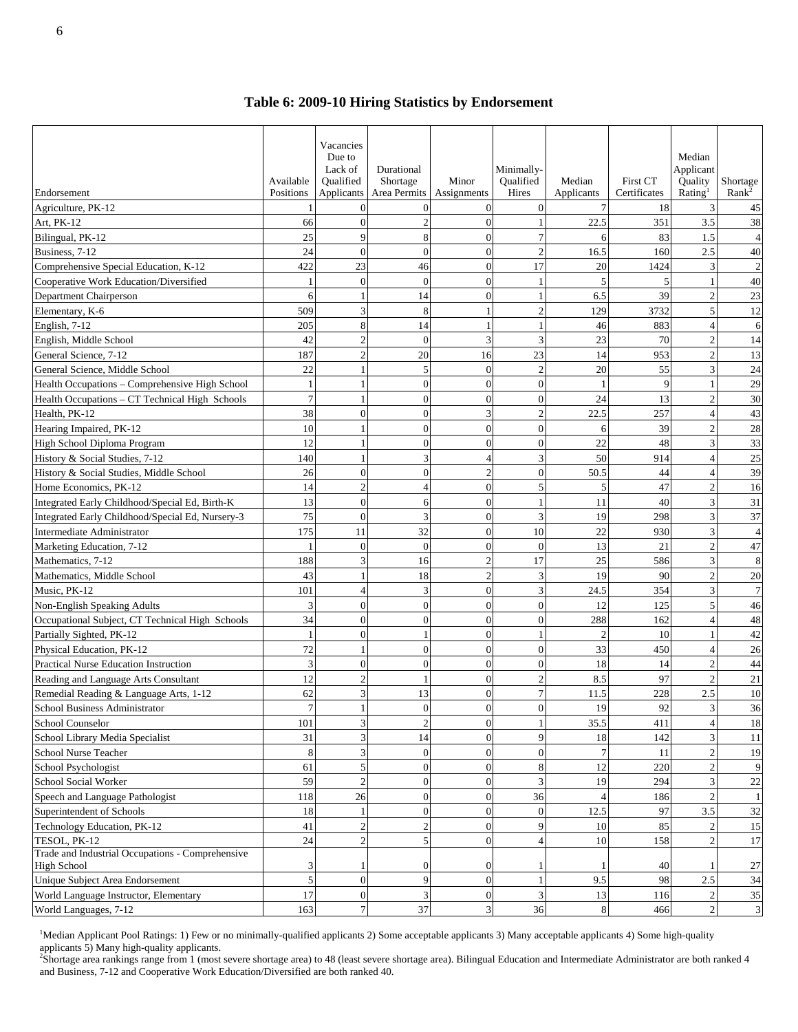## Table 6: 2009-10 Hiring Statistics by Endorsement

| Endorsement | Available Positions | Vacancies Due to Lack of Qualified Applicants | Durational Shortage Area Permits | Minor Assignments | Minimally-Qualified Hires | Median Applicants | First CT Certificates | Median Applicant Quality Rating[1] | Shortage Rank[2] |
|---|---|---|---|---|---|---|---|---|---|
| Agriculture, PK-12 | 1 | 0 | 0 | 0 | 0 | 7 | 18 | 3 | 45 |
| Art, PK-12 | 66 | 0 | 2 | 0 | 1 | 22.5 | 351 | 3.5 | 38 |
| Bilingual, PK-12 | 25 | 9 | 8 | 0 | 7 | 6 | 83 | 1.5 | 4 |
| Business, 7-12 | 24 | 0 | 0 | 0 | 2 | 16.5 | 160 | 2.5 | 40 |
| Comprehensive Special Education, K-12 | 422 | 23 | 46 | 0 | 17 | 20 | 1424 | 3 | 2 |
| Cooperative Work Education/Diversified | 1 | 0 | 0 | 0 | 1 | 5 | 5 | 1 | 40 |
| Department Chairperson | 6 | 1 | 14 | 0 | 1 | 6.5 | 39 | 2 | 23 |
| Elementary, K-6 | 509 | 3 | 8 | 1 | 2 | 129 | 3732 | 5 | 12 |
| English, 7-12 | 205 | 8 | 14 | 1 | 1 | 46 | 883 | 4 | 6 |
| English, Middle School | 42 | 2 | 0 | 3 | 3 | 23 | 70 | 2 | 14 |
| General Science, 7-12 | 187 | 2 | 20 | 16 | 23 | 14 | 953 | 2 | 13 |
| General Science, Middle School | 22 | 1 | 5 | 0 | 2 | 20 | 55 | 3 | 24 |
| Health Occupations – Comprehensive High School | 1 | 1 | 0 | 0 | 0 | 1 | 9 | 1 | 29 |
| Health Occupations – CT Technical High Schools | 7 | 1 | 0 | 0 | 0 | 24 | 13 | 2 | 30 |
| Health, PK-12 | 38 | 0 | 0 | 3 | 2 | 22.5 | 257 | 4 | 43 |
| Hearing Impaired, PK-12 | 10 | 1 | 0 | 0 | 0 | 6 | 39 | 2 | 28 |
| High School Diploma Program | 12 | 1 | 0 | 0 | 0 | 22 | 48 | 3 | 33 |
| History & Social Studies, 7-12 | 140 | 1 | 3 | 4 | 3 | 50 | 914 | 4 | 25 |
| History & Social Studies, Middle School | 26 | 0 | 0 | 2 | 0 | 50.5 | 44 | 4 | 39 |
| Home Economics, PK-12 | 14 | 2 | 4 | 0 | 5 | 5 | 47 | 2 | 16 |
| Integrated Early Childhood/Special Ed, Birth-K | 13 | 0 | 6 | 0 | 1 | 11 | 40 | 3 | 31 |
| Integrated Early Childhood/Special Ed, Nursery-3 | 75 | 0 | 3 | 0 | 3 | 19 | 298 | 3 | 37 |
| Intermediate Administrator | 175 | 11 | 32 | 0 | 10 | 22 | 930 | 3 | 4 |
| Marketing Education, 7-12 | 1 | 0 | 0 | 0 | 0 | 13 | 21 | 2 | 47 |
| Mathematics, 7-12 | 188 | 3 | 16 | 2 | 17 | 25 | 586 | 3 | 8 |
| Mathematics, Middle School | 43 | 1 | 18 | 2 | 3 | 19 | 90 | 2 | 20 |
| Music, PK-12 | 101 | 4 | 3 | 0 | 3 | 24.5 | 354 | 3 | 7 |
| Non-English Speaking Adults | 3 | 0 | 0 | 0 | 0 | 12 | 125 | 5 | 46 |
| Occupational Subject, CT Technical High Schools | 34 | 0 | 0 | 0 | 0 | 288 | 162 | 4 | 48 |
| Partially Sighted, PK-12 | 1 | 0 | 1 | 0 | 1 | 2 | 10 | 1 | 42 |
| Physical Education, PK-12 | 72 | 1 | 0 | 0 | 0 | 33 | 450 | 4 | 26 |
| Practical Nurse Education Instruction | 3 | 0 | 0 | 0 | 0 | 18 | 14 | 2 | 44 |
| Reading and Language Arts Consultant | 12 | 2 | 1 | 0 | 2 | 8.5 | 97 | 2 | 21 |
| Remedial Reading & Language Arts, 1-12 | 62 | 3 | 13 | 0 | 7 | 11.5 | 228 | 2.5 | 10 |
| School Business Administrator | 7 | 1 | 0 | 0 | 0 | 19 | 92 | 3 | 36 |
| School Counselor | 101 | 3 | 2 | 0 | 1 | 35.5 | 411 | 4 | 18 |
| School Library Media Specialist | 31 | 3 | 14 | 0 | 9 | 18 | 142 | 3 | 11 |
| School Nurse Teacher | 8 | 3 | 0 | 0 | 0 | 7 | 11 | 2 | 19 |
| School Psychologist | 61 | 5 | 0 | 0 | 8 | 12 | 220 | 2 | 9 |
| School Social Worker | 59 | 2 | 0 | 0 | 3 | 19 | 294 | 3 | 22 |
| Speech and Language Pathologist | 118 | 26 | 0 | 0 | 36 | 4 | 186 | 2 | 1 |
| Superintendent of Schools | 18 | 1 | 0 | 0 | 0 | 12.5 | 97 | 3.5 | 32 |
| Technology Education, PK-12 | 41 | 2 | 2 | 0 | 9 | 10 | 85 | 2 | 15 |
| TESOL, PK-12 | 24 | 2 | 5 | 0 | 4 | 10 | 158 | 2 | 17 |
| Trade and Industrial Occupations - Comprehensive High School | 3 | 1 | 0 | 0 | 1 | 1 | 40 | 1 | 27 |
| Unique Subject Area Endorsement | 5 | 0 | 9 | 0 | 1 | 9.5 | 98 | 2.5 | 34 |
| World Language Instructor, Elementary | 17 | 0 | 3 | 0 | 3 | 13 | 116 | 2 | 35 |
| World Languages, 7-12 | 163 | 7 | 37 | 3 | 36 | 8 | 466 | 2 | 3 |

[1]Median Applicant Pool Ratings: 1) Few or no minimally-qualified applicants 2) Some acceptable applicants 3) Many acceptable applicants 4) Some high-quality applicants 5) Many high-quality applicants.

[2]Shortage area rankings range from 1 (most severe shortage area) to 48 (least severe shortage area). Bilingual Education and Intermediate Administrator are both ranked 4 and Business, 7-12 and Cooperative Work Education/Diversified are both ranked 40.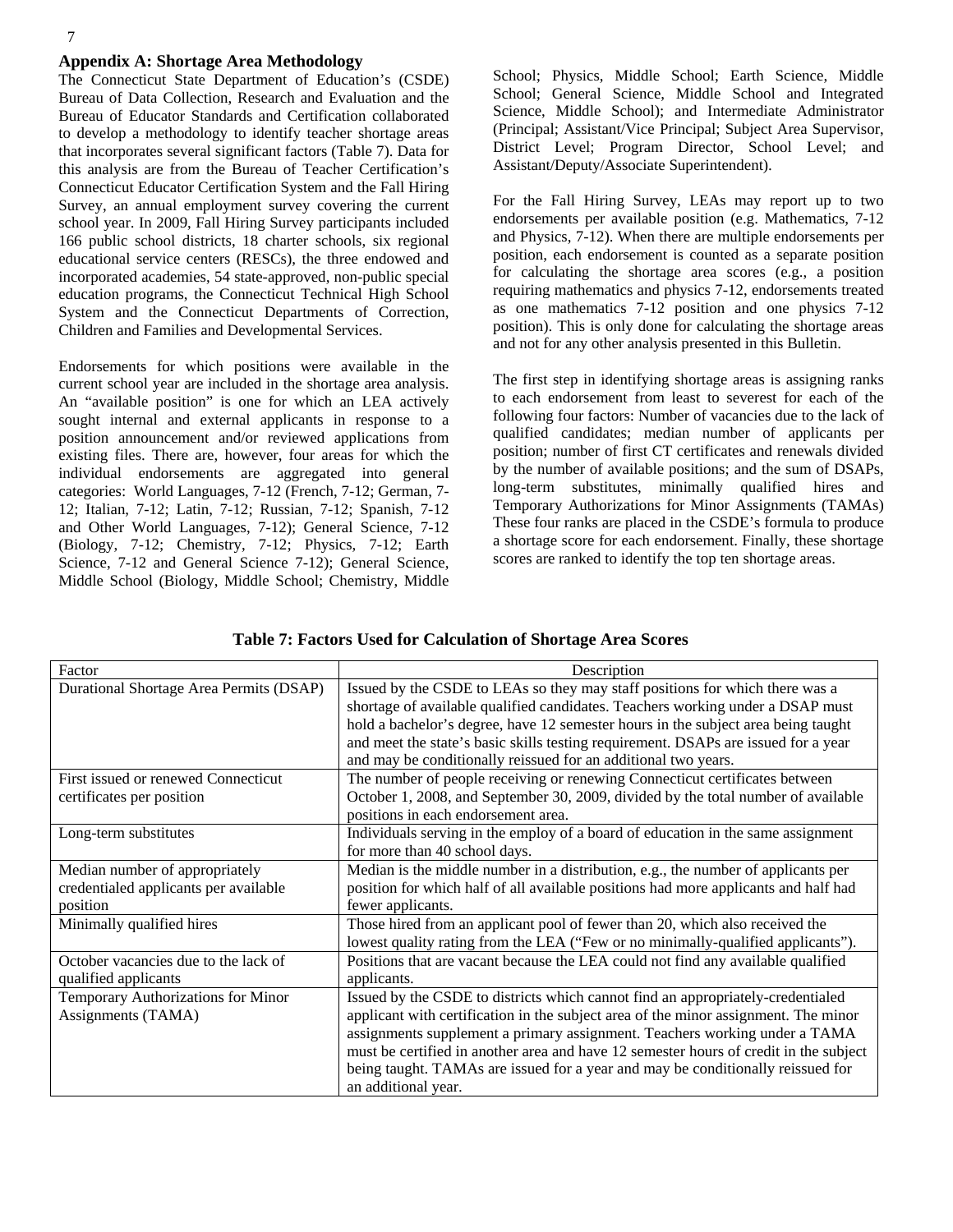## Appendix A: Shortage Area Methodology

The Connecticut State Department of Education's (CSDE) Bureau of Data Collection, Research and Evaluation and the Bureau of Educator Standards and Certification collaborated to develop a methodology to identify teacher shortage areas that incorporates several significant factors (Table 7). Data for this analysis are from the Bureau of Teacher Certification's Connecticut Educator Certification System and the Fall Hiring Survey, an annual employment survey covering the current school year. In 2009, Fall Hiring Survey participants included 166 public school districts, 18 charter schools, six regional educational service centers (RESCs), the three endowed and incorporated academies, 54 state-approved, non-public special education programs, the Connecticut Technical High School System and the Connecticut Departments of Correction, Children and Families and Developmental Services.

Endorsements for which positions were available in the current school year are included in the shortage area analysis. An "available position" is one for which an LEA actively sought internal and external applicants in response to a position announcement and/or reviewed applications from existing files. There are, however, four areas for which the individual endorsements are aggregated into general categories: World Languages, 7-12 (French, 7-12; German, 7-12; Italian, 7-12; Latin, 7-12; Russian, 7-12; Spanish, 7-12 and Other World Languages, 7-12); General Science, 7-12 (Biology, 7-12; Chemistry, 7-12; Physics, 7-12; Earth Science, 7-12 and General Science 7-12); General Science, Middle School (Biology, Middle School; Chemistry, Middle School; Physics, Middle School; Earth Science, Middle School; General Science, Middle School and Integrated Science, Middle School); and Intermediate Administrator (Principal; Assistant/Vice Principal; Subject Area Supervisor, District Level; Program Director, School Level; and Assistant/Deputy/Associate Superintendent).

For the Fall Hiring Survey, LEAs may report up to two endorsements per available position (e.g. Mathematics, 7-12 and Physics, 7-12). When there are multiple endorsements per position, each endorsement is counted as a separate position for calculating the shortage area scores (e.g., a position requiring mathematics and physics 7-12, endorsements treated as one mathematics 7-12 position and one physics 7-12 position). This is only done for calculating the shortage areas and not for any other analysis presented in this Bulletin.

The first step in identifying shortage areas is assigning ranks to each endorsement from least to severest for each of the following four factors: Number of vacancies due to the lack of qualified candidates; median number of applicants per position; number of first CT certificates and renewals divided by the number of available positions; and the sum of DSAPs, long-term substitutes, minimally qualified hires and Temporary Authorizations for Minor Assignments (TAMAs) These four ranks are placed in the CSDE's formula to produce a shortage score for each endorsement. Finally, these shortage scores are ranked to identify the top ten shortage areas.

**Table 7: Factors Used for Calculation of Shortage Area Scores**

| Factor | Description |
|---|---|
| Durational Shortage Area Permits (DSAP) | Issued by the CSDE to LEAs so they may staff positions for which there was a shortage of available qualified candidates. Teachers working under a DSAP must hold a bachelor's degree, have 12 semester hours in the subject area being taught and meet the state's basic skills testing requirement. DSAPs are issued for a year and may be conditionally reissued for an additional two years. |
| First issued or renewed Connecticut certificates per position | The number of people receiving or renewing Connecticut certificates between October 1, 2008, and September 30, 2009, divided by the total number of available positions in each endorsement area. |
| Long-term substitutes | Individuals serving in the employ of a board of education in the same assignment for more than 40 school days. |
| Median number of appropriately credentialed applicants per available position | Median is the middle number in a distribution, e.g., the number of applicants per position for which half of all available positions had more applicants and half had fewer applicants. |
| Minimally qualified hires | Those hired from an applicant pool of fewer than 20, which also received the lowest quality rating from the LEA ("Few or no minimally-qualified applicants"). |
| October vacancies due to the lack of qualified applicants | Positions that are vacant because the LEA could not find any available qualified applicants. |
| Temporary Authorizations for Minor Assignments (TAMA) | Issued by the CSDE to districts which cannot find an appropriately-credentialed applicant with certification in the subject area of the minor assignment. The minor assignments supplement a primary assignment. Teachers working under a TAMA must be certified in another area and have 12 semester hours of credit in the subject being taught. TAMAs are issued for a year and may be conditionally reissued for an additional year. |